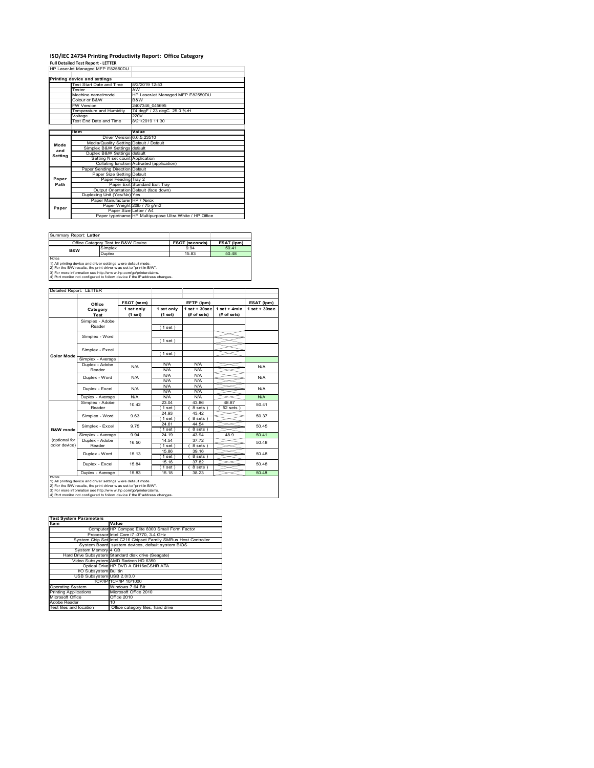# ISO/IEC 24734 Printing Productivity Report: Office Category

**Full Detailed Test Report - LETTER**

HP LaserJet Managed MFP E82550DU

| Printing device and settings | |
|---|---|
| Test Start Date and Time | 8/2/2019 12:53 |
| Tester | AW |
| Machine name/model | HP LaserJet Managed MFP E82550DU |
| Colour or B&W | B&W |
| FW Version | 2407346_045695 |
| Temperature and Humidity | 74 degF / 23 degC 25.0 %rH |
| Voltage | 220V |
| Test End Date and Time | 8/21/2019 11:30 |

| | Item | Value |
|---|---|---|
| Mode and Setting | Driver Version | 6.6.5.23510 |
| | Media/Quality Setting | Default / Default |
| | Simplex B&W Settings | default |
| | Duplex B&W Settings | default |
| | Setting N set count | Application |
| | Collating function | Activated (application) |
| Paper Path | Paper Sending Direction | Default |
| | Paper Size Setting | Default |
| | Paper Feeding | Tray 2 |
| | Paper Exit | Standard Exit Tray |
| | Output Orientation | Default (face down) |
| | Duplexing Unit (Yes/No) | Yes |
| Paper | Paper Manufacturer | HP / Xerox |
| | Paper Weight | 20lb / 75 g/m2 |
| | Paper Size | Letter / A4 |
| | Paper type/name | HP Multipurpose Ultra White / HP Office |

Summary Report: **Letter**

| Office Category Test for B&W Device | | FSOT (seconds) | ESAT (ipm) |
|---|---|---|---|
| B&W | Simplex | 9.94 | 50.41 |
| | Duplex | 15.83 | 50.48 |

Notes
1) All printing device and driver settings were default mode.
2) For the B/W results, the print driver was set to "print in B/W".
3) For more information see http://www.hp.com/go/printerclaims.
4) Port monitor not configured to follow device if the IP address changes.

Detailed Report: LETTER

| | Office Category Test | FSOT (secs) 1 set only (1 set) | EFTP (ipm) 1 set only (1 set) | EFTP (ipm) 1 set + 30sec (# of sets) | EFTP (ipm) 1 set + 4min (# of sets) | ESAT (ipm) 1 set + 30sec |
|---|---|---|---|---|---|---|
| Color Mode | Simplex - Adobe Reader | | (1 set) | | | |
| | Simplex - Word | | (1 set) | | | |
| | Simplex - Excel | | (1 set) | | | |
| | Simplex - Average | | | | | |
| | Duplex - Adobe Reader | N/A | N/A N/A | N/A N/A | | N/A |
| | Duplex - Word | N/A | N/A N/A | N/A N/A | | N/A |
| | Duplex - Excel | N/A | N/A N/A | N/A N/A | | N/A |
| | Duplex - Average | N/A | N/A | N/A | | N/A |
| B&W mode (optional for color device) | Simplex - Adobe Reader | 10.42 | 23.04 (1 set) | 43.86 (8 sets) | 48.87 (52 sets) | 50.41 |
| | Simplex - Word | 9.63 | 24.93 (1 set) | 43.42 (8 sets) | | 50.37 |
| | Simplex - Excel | 9.75 | 24.61 (1 set) | 44.54 (8 sets) | | 50.45 |
| | Simplex - Average | 9.94 | 24.19 | 43.94 | 48.9 | 50.41 |
| | Duplex - Adobe Reader | 16.50 | 14.54 (1 set) | 37.72 (8 sets) | | 50.48 |
| | Duplex - Word | 15.13 | 15.86 (1 set) | 39.16 (8 sets) | | 50.48 |
| | Duplex - Excel | 15.84 | 15.16 (1 set) | 37.82 (8 sets) | | 50.48 |
| | Duplex - Average | 15.83 | 15.18 | 38.23 | | 50.48 |

Notes
1) All printing device and driver settings were default mode.
2) For the B/W results, the print driver was set to "print in B/W".
3) For more information see http://www.hp.com/go/printerclaims.
4) Port monitor not configured to follow device if the IP address changes.

| Test System Parameters | |
|---|---|
| **Item** | **Value** |
| Computer | HP Compaq Elite 8300 Small Form Factor |
| Processor | Intel Core i7 -3770, 3.4 GHz |
| System Chip Set | Intel C216 Chipset Family SMBus Host Controller |
| System Board | system devices, default system BIOS |
| System Memory | 4 GB |
| Hard Drive Subsystem | Standard disk drive (Seagate) |
| Video Subsystem | AMD Radeon HD 6350 |
| Optical Drive | HP DVD A DH16aCSHR ATA |
| I/O Subsystem | Builtin |
| USB Subsystem | USB 2.0/3.0 |
| TCP/IP | TCP/IP 10/1000 |
| Operating System | Windows 7 64 Bit |
| Printing Applications | Microsoft Office 2010 |
| Microsoft Office | Office 2010 |
| Adobe Reader | 10 |
| Test files and location | Office category files, hard drive |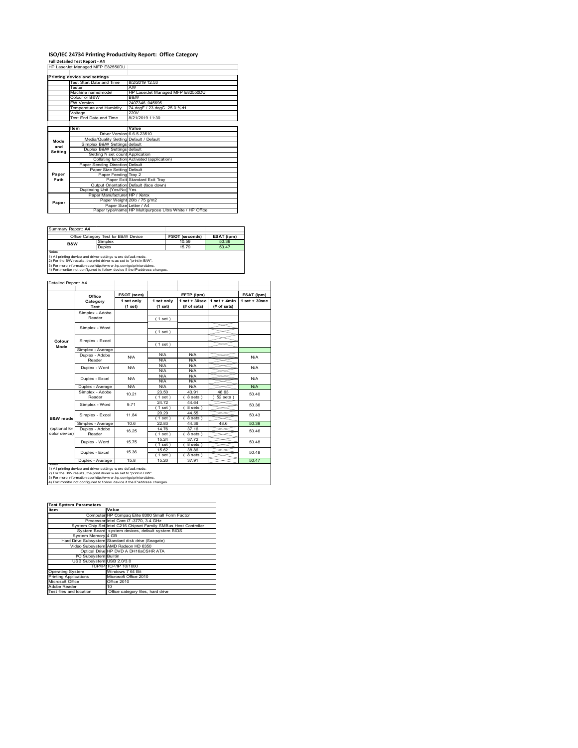# ISO/IEC 24734 Printing Productivity Report: Office Category

**Full Detailed Test Report - A4**

HP LaserJet Managed MFP E82550DU

| Printing device and settings | |
|---|---|
| Test Start Date and Time | 8/2/2019 12:53 |
| Tester | AW |
| Machine name/model | HP LaserJet Managed MFP E82550DU |
| Colour or B&W | B&W |
| FW Version | 2407346_045695 |
| Temperature and Humidity | 74 degF / 23 degC 25.0 %rH |
| Voltage | 220V |
| Test End Date and Time | 8/21/2019 11:30 |

| | Item | Value |
|---|---|---|
| Mode and Setting | Driver Version | 6.6.5.23510 |
| | Media/Quality Setting | Default / Default |
| | Simplex B&W Settings | default |
| | Duplex B&W Settings | default |
| | Setting N set count | Application |
| | Collating function | Activated (application) |
| Paper Path | Paper Sending Direction | Default |
| | Paper Size Setting | Default |
| | Paper Feeding | Tray 2 |
| | Paper Exit | Standard Exit Tray |
| | Output Orientation | Default (face down) |
| | Duplexing Unit (Yes/No) | Yes |
| Paper | Paper Manufacturer | HP / Xerox |
| | Paper Weight | 20lb / 75 g/m2 |
| | Paper Size | Letter / A4 |
| | Paper type/name | HP Multipurpose Ultra White / HP Office |

Summary Report: **A4**

| Office Category Test for B&W Device | | FSOT (seconds) | ESAT (ipm) |
|---|---|---|---|
| B&W | Simplex | 10.59 | 50.39 |
| | Duplex | 15.79 | 50.47 |

Notes
1) All printing device and driver settings were default mode.
2) For the B/W results, the print driver was set to "print in B/W".
3) For more information see http://www.hp.com/go/printerclaims.
4) Port monitor not configured to follow device if the IP address changes.

Detailed Report: A4

| | Office Category Test | FSOT (secs) 1 set only (1 set) | EFTP (ipm) 1 set only (1 set) | EFTP (ipm) 1 set + 30sec (# of sets) | EFTP (ipm) 1 set + 4min (# of sets) | ESAT (ipm) 1 set + 30sec |
|---|---|---|---|---|---|---|
| Colour Mode | Simplex - Adobe Reader | | (1 set) | | | |
| | Simplex - Word | | (1 set) | | | |
| | Simplex - Excel | | (1 set) | | | |
| | Simplex - Average | | | | | |
| | Duplex - Adobe Reader | N/A | N/A / N/A | N/A / N/A | | N/A |
| | Duplex - Word | N/A | N/A / N/A | N/A / N/A | | N/A |
| | Duplex - Excel | N/A | N/A / N/A | N/A / N/A | | N/A |
| | Duplex - Average | N/A | N/A | N/A | | N/A |
| B&W mode (optional for color device) | Simplex - Adobe Reader | 10.21 | 23.50 (1 set) | 43.91 (8 sets) | 48.63 (52 sets) | 50.40 |
| | Simplex - Word | 9.71 | 24.72 (1 set) | 44.64 (8 sets) | | 50.36 |
| | Simplex - Excel | 11.84 | 20.29 (1 set) | 44.55 (8 sets) | | 50.43 |
| | Simplex - Average | 10.6 | 22.83 | 44.36 | 48.6 | 50.39 |
| | Duplex - Adobe Reader | 16.25 | 14.76 (1 set) | 37.16 (8 sets) | | 50.46 |
| | Duplex - Word | 15.75 | 15.24 (1 set) | 37.72 (8 sets) | | 50.48 |
| | Duplex - Excel | 15.36 | 15.62 (1 set) | 38.86 (8 sets) | | 50.48 |
| | Duplex - Average | 15.8 | 15.20 | 37.91 | | 50.47 |

Notes
1) All printing device and driver settings were default mode.
2) For the B/W results, the print driver was set to "print in B/W".
3) For more information see http://www.hp.com/go/printerclaims.
4) Port monitor not configured to follow device if the IP address changes.

| Test System Parameters | |
|---|---|
| **Item** | **Value** |
| Computer | HP Compaq Elite 8300 Small Form Factor |
| Processor | Intel Core i7 -3770, 3.4 GHz |
| System Chip Set | Intel C216 Chipset Family SMBus Host Controller |
| System Board | system devices, default system BIOS |
| System Memory | 4 GB |
| Hard Drive Subsystem | Standard disk drive (Seagate) |
| Video Subsystem | AMD Radeon HD 6350 |
| Optical Drive | HP DVD A DH16aCSHR ATA |
| I/O Subsystem | Builtin |
| USB Subsystem | USB 2.0/3.0 |
| TCP/IP | TCP/IP 10/1000 |
| Operating System | Windows 7 64 Bit |
| Printing Applications | Microsoft Office 2010 |
| Microsoft Office | Office 2010 |
| Adobe Reader | 10 |
| Test files and location | Office category files, hard drive |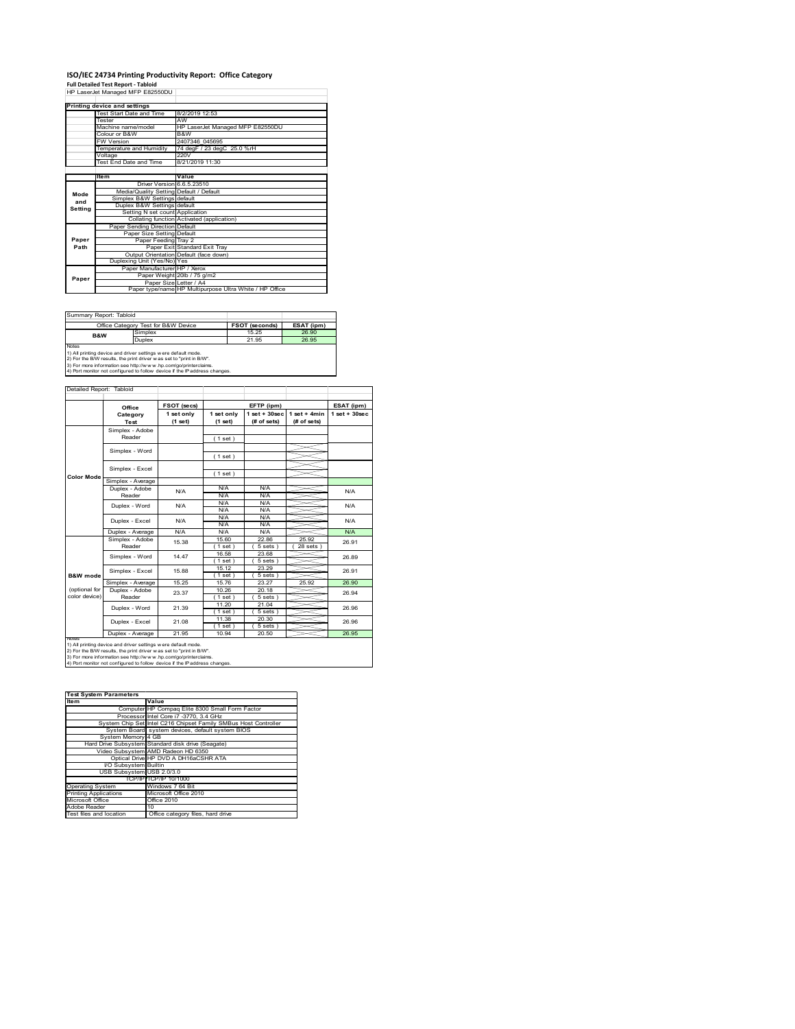# ISO/IEC 24734 Printing Productivity Report: Office Category

**Full Detailed Test Report - Tabloid**

HP LaserJet Managed MFP E82550DU

| Printing device and settings | |
|---|---|
| Test Start Date and Time | 8/2/2019 12:53 |
| Tester | AW |
| Machine name/model | HP LaserJet Managed MFP E82550DU |
| Colour or B&W | B&W |
| FW Version | 2407346_045695 |
| Temperature and Humidity | 74 degF / 23 degC 25.0 %rH |
| Voltage | 220V |
| Test End Date and Time | 8/21/2019 11:30 |

| | Item | Value |
|---|---|---|
| Mode and Setting | Driver Version | 6.6.5.23510 |
| | Media/Quality Setting | Default / Default |
| | Simplex B&W Settings | default |
| | Duplex B&W Settings | default |
| | Setting N set count | Application |
| | Collating function | Activated (application) |
| Paper Path | Paper Sending Direction | Default |
| | Paper Size Setting | Default |
| | Paper Feeding | Tray 2 |
| | Paper Exit | Standard Exit Tray |
| | Output Orientation | Default (face down) |
| | Duplexing Unit (Yes/No) | Yes |
| Paper | Paper Manufacturer | HP / Xerox |
| | Paper Weight | 20lb / 75 g/m2 |
| | Paper Size | Letter / A4 |
| | Paper type/name | HP Multipurpose Ultra White / HP Office |

Summary Report: Tabloid

| Office Category Test for B&W Device | | FSOT (seconds) | ESAT (ipm) |
|---|---|---|---|
| B&W | Simplex | 15.25 | 26.90 |
| | Duplex | 21.95 | 26.95 |

Notes
1) All printing device and driver settings were default mode.
2) For the B/W results, the print driver was set to "print in B/W".
3) For more information see http://www.hp.com/go/printerclaims.
4) Port monitor not configured to follow device if the IP address changes.

Detailed Report: Tabloid

| | Office Category Test | FSOT (secs) 1 set only (1 set) | EFTP (ipm) 1 set only (1 set) | EFTP (ipm) 1 set + 30sec (# of sets) | EFTP (ipm) 1 set + 4min (# of sets) | ESAT (ipm) 1 set + 30sec |
|---|---|---|---|---|---|---|
| Color Mode | Simplex - Adobe Reader | | (1 set) | | | |
| | Simplex - Word | | (1 set) | | | |
| | Simplex - Excel | | (1 set) | | | |
| | Simplex - Average | | | | | |
| | Duplex - Adobe Reader | N/A | N/A / N/A | N/A / N/A | | N/A |
| | Duplex - Word | N/A | N/A / N/A | N/A / N/A | | N/A |
| | Duplex - Excel | N/A | N/A / N/A | N/A / N/A | | N/A |
| | Duplex - Average | N/A | N/A | N/A | | N/A |
| B&W mode (optional for color device) | Simplex - Adobe Reader | 15.38 | 15.60 (1 set) | 22.86 (5 sets) | 25.92 (28 sets) | 26.91 |
| | Simplex - Word | 14.47 | 16.58 (1 set) | 23.68 (5 sets) | | 26.89 |
| | Simplex - Excel | 15.88 | 15.12 (1 set) | 23.29 (5 sets) | | 26.91 |
| | Simplex - Average | 15.25 | 15.76 | 23.27 | 25.92 | 26.90 |
| | Duplex - Adobe Reader | 23.37 | 10.26 (1 set) | 20.18 (5 sets) | | 26.94 |
| | Duplex - Word | 21.39 | 11.20 (1 set) | 21.04 (5 sets) | | 26.96 |
| | Duplex - Excel | 21.08 | 11.38 (1 set) | 20.30 (5 sets) | | 26.96 |
| | Duplex - Average | 21.95 | 10.94 | 20.50 | | 26.95 |

Notes
1) All printing device and driver settings were default mode.
2) For the B/W results, the print driver was set to "print in B/W".
3) For more information see http://www.hp.com/go/printerclaims.
4) Port monitor not configured to follow device if the IP address changes.

| Test System Parameters | |
|---|---|
| **Item** | **Value** |
| Computer | HP Compaq Elite 8300 Small Form Factor |
| Processor | Intel Core i7 -3770, 3.4 GHz |
| System Chip Set | Intel C216 Chipset Family SMBus Host Controller |
| System Board | system devices, default system BIOS |
| System Memory | 4 GB |
| Hard Drive Subsystem | Standard disk drive (Seagate) |
| Video Subsystem | AMD Radeon HD 6350 |
| Optical Drive | HP DVD A DH16aCSHR ATA |
| I/O Subsystem | Builtin |
| USB Subsystem | USB 2.0/3.0 |
| TCP/IP | TCP/IP 10/1000 |
| Operating System | Windows 7 64 Bit |
| Printing Applications | Microsoft Office 2010 |
| Microsoft Office | Office 2010 |
| Adobe Reader | 10 |
| Test files and location | Office category files, hard drive |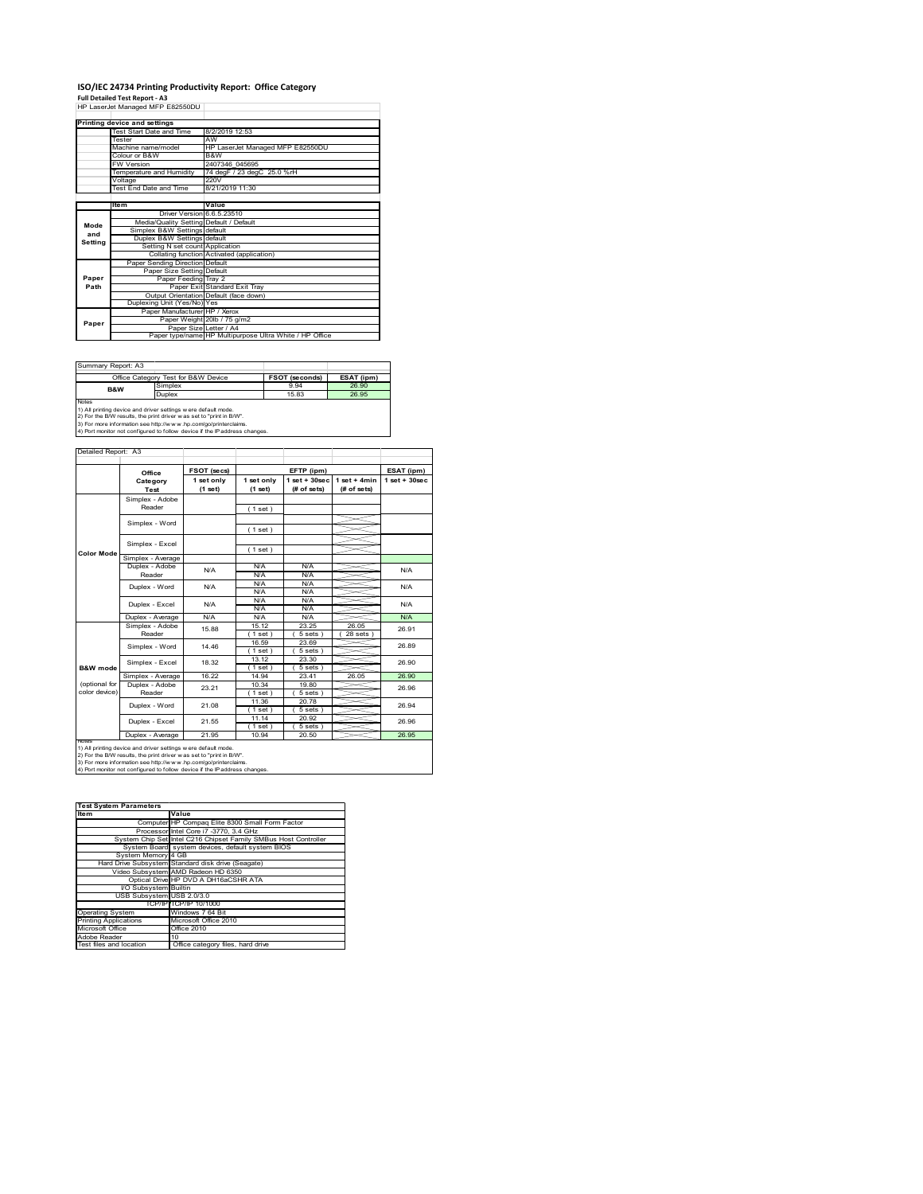# ISO/IEC 24734 Printing Productivity Report: Office Category

**Full Detailed Test Report - A3**

HP LaserJet Managed MFP E82550DU

| Printing device and settings | |
|---|---|
| Test Start Date and Time | 8/2/2019 12:53 |
| Tester | AW |
| Machine name/model | HP LaserJet Managed MFP E82550DU |
| Colour or B&W | B&W |
| FW Version | 2407346_045695 |
| Temperature and Humidity | 74 degF / 23 degC 25.0 %rH |
| Voltage | 220V |
| Test End Date and Time | 8/21/2019 11:30 |

| | Item | Value |
|---|---|---|
| Mode and Setting | Driver Version | 6.6.5.23510 |
| | Media/Quality Setting | Default / Default |
| | Simplex B&W Settings | default |
| | Duplex B&W Settings | default |
| | Setting N set count | Application |
| | Collating function | Activated (application) |
| Paper Path | Paper Sending Direction | Default |
| | Paper Size Setting | Default |
| | Paper Feeding | Tray 2 |
| | Paper Exit | Standard Exit Tray |
| | Output Orientation | Default (face down) |
| | Duplexing Unit (Yes/No) | Yes |
| Paper | Paper Manufacturer | HP / Xerox |
| | Paper Weight | 20lb / 75 g/m2 |
| | Paper Size | Letter / A4 |
| | Paper type/name | HP Multipurpose Ultra White / HP Office |

Summary Report: A3

| Office Category Test for B&W Device | | FSOT (seconds) | ESAT (ipm) |
|---|---|---|---|
| B&W | Simplex | 9.94 | 26.90 |
| | Duplex | 15.83 | 26.95 |

Notes
1) All printing device and driver settings were default mode.
2) For the B/W results, the print driver was set to "print in B/W".
3) For more information see http://www.hp.com/go/printerclaims.
4) Port monitor not configured to follow device if the IP address changes.

Detailed Report: A3

| | Office Category Test | FSOT (secs) 1 set only (1 set) | EFTP (ipm) 1 set only (1 set) | EFTP (ipm) 1 set + 30sec (# of sets) | EFTP (ipm) 1 set + 4min (# of sets) | ESAT (ipm) 1 set + 30sec |
|---|---|---|---|---|---|---|
| Color Mode | Simplex - Adobe Reader | | (1 set) | | | |
| | Simplex - Word | | (1 set) | | | |
| | Simplex - Excel | | (1 set) | | | |
| | Simplex - Average | | | | | |
| | Duplex - Adobe Reader | N/A | N/A N/A | N/A N/A | | N/A |
| | Duplex - Word | N/A | N/A N/A | N/A N/A | | N/A |
| | Duplex - Excel | N/A | N/A N/A | N/A N/A | | N/A |
| | Duplex - Average | N/A | N/A | N/A | | N/A |
| B&W mode (optional for color device) | Simplex - Adobe Reader | 15.88 | 15.12 (1 set) | 23.25 (5 sets) | 26.05 (28 sets) | 26.91 |
| | Simplex - Word | 14.46 | 16.59 (1 set) | 23.69 (5 sets) | | 26.89 |
| | Simplex - Excel | 18.32 | 13.12 (1 set) | 23.30 (5 sets) | | 26.90 |
| | Simplex - Average | 16.22 | 14.94 | 23.41 | 26.05 | 26.90 |
| | Duplex - Adobe Reader | 23.21 | 10.34 (1 set) | 19.80 (5 sets) | | 26.96 |
| | Duplex - Word | 21.08 | 11.36 (1 set) | 20.78 (5 sets) | | 26.94 |
| | Duplex - Excel | 21.55 | 11.14 (1 set) | 20.92 (5 sets) | | 26.96 |
| | Duplex - Average | 21.95 | 10.94 | 20.50 | | 26.95 |

Notes
1) All printing device and driver settings were default mode.
2) For the B/W results, the print driver was set to "print in B/W".
3) For more information see http://www.hp.com/go/printerclaims.
4) Port monitor not configured to follow device if the IP address changes.

| Test System Parameters | |
|---|---|
| Item | Value |
| Computer | HP Compaq Elite 8300 Small Form Factor |
| Processor | Intel Core i7 -3770, 3.4 GHz |
| System Chip Set | Intel C216 Chipset Family SMBus Host Controller |
| System Board | system devices, default system BIOS |
| System Memory | 4 GB |
| Hard Drive Subsystem | Standard disk drive (Seagate) |
| Video Subsystem | AMD Radeon HD 6350 |
| Optical Drive | HP DVD A DH16aCSHR ATA |
| I/O Subsystem | Builtin |
| USB Subsystem | USB 2.0/3.0 |
| TCP/IP | TCP/IP 10/1000 |
| Operating System | Windows 7 64 Bit |
| Printing Applications | Microsoft Office 2010 |
| Microsoft Office | Office 2010 |
| Adobe Reader | 10 |
| Test files and location | Office category files, hard drive |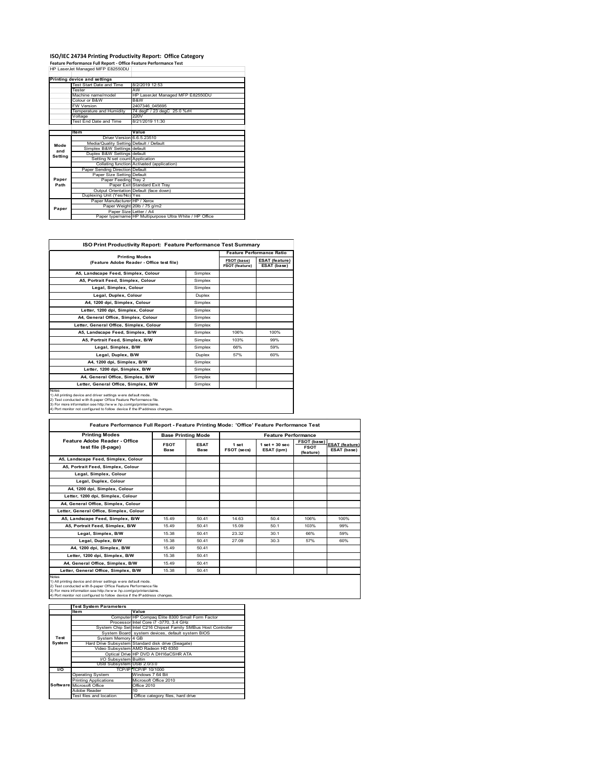# ISO/IEC 24734 Printing Productivity Report: Office Category

**Feature Performance Full Report - Office Feature Performance Test**

HP LaserJet Managed MFP E82550DU

| Printing device and settings | | |
|---|---|---|
| | Test Start Date and Time | 8/2/2019 12:53 |
| | Tester | AW |
| | Machine name/model | HP LaserJet Managed MFP E82550DU |
| | Colour or B&W | B&W |
| | FW Version | 2407346_045695 |
| | Temperature and Humidity | 74 degF / 23 degC 25.0 %rH |
| | Voltage | 220V |
| | Test End Date and Time | 8/21/2019 11:30 |

| | Item | Value |
|---|---|---|
| Mode and Setting | Driver Version | 6.6.5.23510 |
| | Media/Quality Setting | Default / Default |
| | Simplex B&W Settings | default |
| | Duplex B&W Settings | default |
| | Setting N set count | Application |
| | Collating function | Activated (application) |
| Paper Path | Paper Sending Direction | Default |
| | Paper Size Setting | Default |
| | Paper Feeding | Tray 2 |
| | Paper Exit | Standard Exit Tray |
| | Output Orientation | Default (face down) |
| | Duplexing Unit (Yes/No) | Yes |
| Paper | Paper Manufacturer | HP / Xerox |
| | Paper Weight | 20lb / 75 g/m2 |
| | Paper Size | Letter / A4 |
| | Paper type/name | HP Multipurpose Ultra White / HP Office |

## ISO Print Productivity Report: Feature Performance Test Summary

| Printing Modes (Feature Adobe Reader - Office test file) | | Feature Performance Ratio | |
|---|---|---|---|
| | | FSOT (base) / FSOT (feature) | ESAT (feature) / ESAT (base) |
| A5, Landscape Feed, Simplex, Colour | Simplex | | |
| A5, Portrait Feed, Simplex, Colour | Simplex | | |
| Legal, Simplex, Colour | Simplex | | |
| Legal, Duplex, Colour | Duplex | | |
| A4, 1200 dpi, Simplex, Colour | Simplex | | |
| Letter, 1200 dpi, Simplex, Colour | Simplex | | |
| A4, General Office, Simplex, Colour | Simplex | | |
| Letter, General Office, Simplex, Colour | Simplex | | |
| A5, Landscape Feed, Simplex, B/W | Simplex | 106% | 100% |
| A5, Portrait Feed, Simplex, B/W | Simplex | 103% | 99% |
| Legal, Simplex, B/W | Simplex | 66% | 59% |
| Legal, Duplex, B/W | Duplex | 57% | 60% |
| A4, 1200 dpi, Simplex, B/W | Simplex | | |
| Letter, 1200 dpi, Simplex, B/W | Simplex | | |
| A4, General Office, Simplex, B/W | Simplex | | |
| Letter, General Office, Simplex, B/W | Simplex | | |

Notes
1) All printing device and driver settings were default mode.
2) Test conducted with 8-paper Office Feature Performance file.
3) For more information see http://www.hp.com/go/printerclaims.
4) Port monitor not configured to follow device if the IP address changes.

## Feature Performance Full Report - Feature Printing Mode: 'Office' Feature Performance Test

| Printing Modes Feature Adobe Reader - Office test file (8-page) | Base Printing Mode | | Feature Performance | | | |
|---|---|---|---|---|---|---|
| | FSOT Base | ESAT Base | 1 set FSOT (secs) | 1 set + 30 sec ESAT (ipm) | FSOT (base) / FSOT (feature) | ESAT (feature) / ESAT (base) |
| A5, Landscape Feed, Simplex, Colour | | | | | | |
| A5, Portrait Feed, Simplex, Colour | | | | | | |
| Legal, Simplex, Colour | | | | | | |
| Legal, Duplex, Colour | | | | | | |
| A4, 1200 dpi, Simplex, Colour | | | | | | |
| Letter, 1200 dpi, Simplex, Colour | | | | | | |
| A4, General Office, Simplex, Colour | | | | | | |
| Letter, General Office, Simplex, Colour | | | | | | |
| A5, Landscape Feed, Simplex, B/W | 15.49 | 50.41 | 14.63 | 50.4 | 106% | 100% |
| A5, Portrait Feed, Simplex, B/W | 15.49 | 50.41 | 15.09 | 50.1 | 103% | 99% |
| Legal, Simplex, B/W | 15.38 | 50.41 | 23.32 | 30.1 | 66% | 59% |
| Legal, Duplex, B/W | 15.38 | 50.41 | 27.09 | 30.3 | 57% | 60% |
| A4, 1200 dpi, Simplex, B/W | 15.49 | 50.41 | | | | |
| Letter, 1200 dpi, Simplex, B/W | 15.38 | 50.41 | | | | |
| A4, General Office, Simplex, B/W | 15.49 | 50.41 | | | | |
| Letter, General Office, Simplex, B/W | 15.38 | 50.41 | | | | |

Notes
1) All printing device and driver settings were default mode.
2) Test conducted with 8-paper Office Feature Performance file
3) For more information see http://www.hp.com/go/printerclaims.
4) Port monitor not configured to follow device if the IP address changes.

| Test System Parameters | | |
|---|---|---|
| | Item | Value |
| Test System | Computer | HP Compaq Elite 8300 Small Form Factor |
| | Processor | Intel Core i7 -3770, 3.4 GHz |
| | System Chip Set | Intel C216 Chipset Family SMBus Host Controller |
| | System Board | system devices, default system BIOS |
| | System Memory | 4 GB |
| | Hard Drive Subsystem | Standard disk drive (Seagate) |
| | Video Subsystem | AMD Radeon HD 6350 |
| | Optical Drive | HP DVD A DH16aCSHR ATA |
| | I/O Subsystem | Builtin |
| | USB Subsystem | USB 2.0/3.0 |
| I/O | TCP/IP | TCP/IP 10/1000 |
| Software | Operating System | Windows 7 64 Bit |
| | Printing Applications | Microsoft Office 2010 |
| | Microsoft Office | Office 2010 |
| | Adobe Reader | 10 |
| | Test files and location | Office category files, hard drive |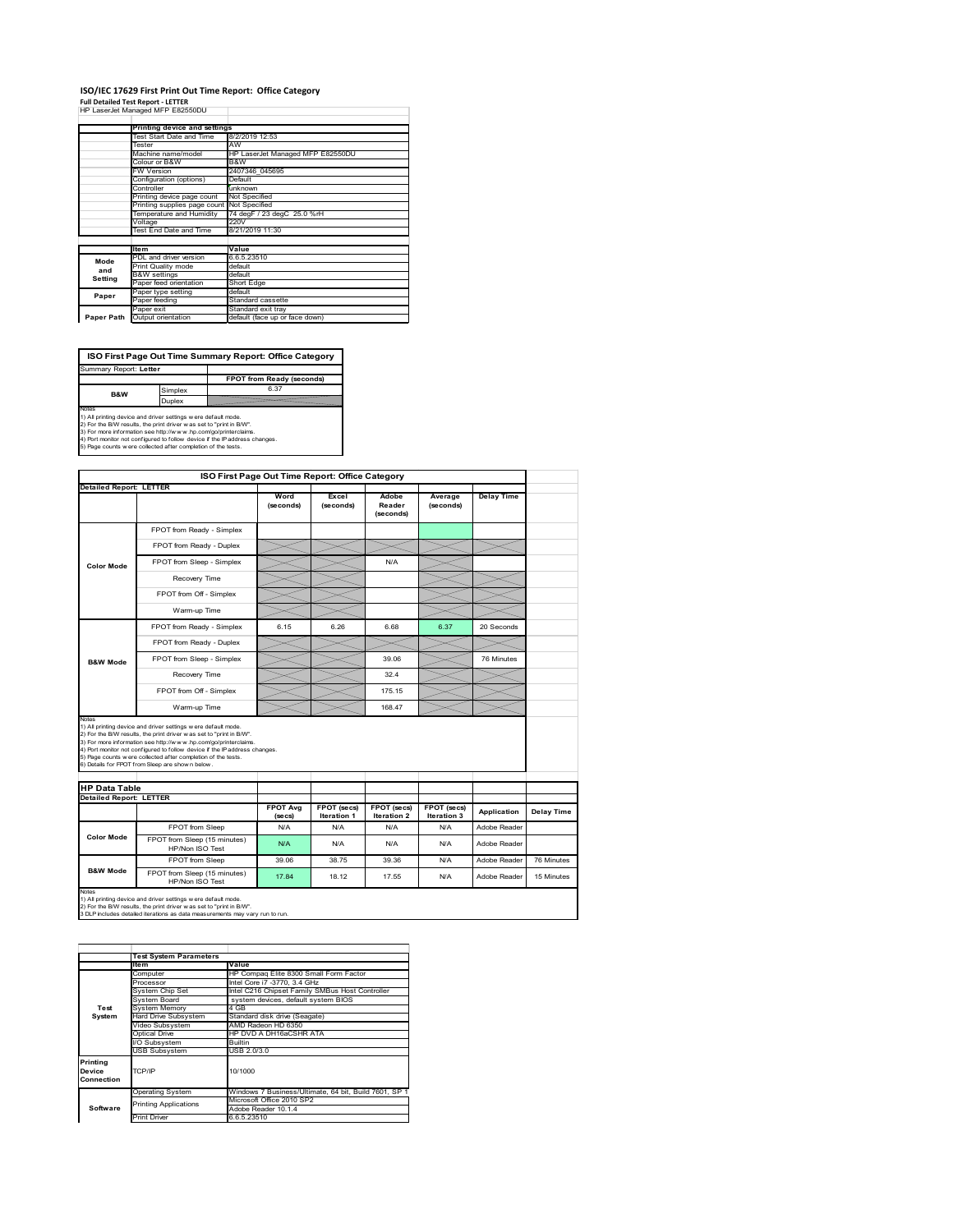# ISO/IEC 17629 First Print Out Time Report: Office Category

**Full Detailed Test Report - LETTER**

HP LaserJet Managed MFP E82550DU

| | Printing device and settings | |
|---|---|---|
| | Test Start Date and Time | 8/2/2019 12:53 |
| | Tester | AW |
| | Machine name/model | HP LaserJet Managed MFP E82550DU |
| | Colour or B&W | B&W |
| | FW Version | 2407346_045695 |
| | Configuration (options) | Default |
| | Controller | unknown |
| | Printing device page count | Not Specified |
| | Printing supplies page count | Not Specified |
| | Temperature and Humidity | 74 degF / 23 degC 25.0 %rH |
| | Voltage | 220V |
| | Test End Date and Time | 8/21/2019 11:30 |

| | Item | Value |
|---|---|---|
| Mode and Setting | PDL and driver version | 6.6.5.23510 |
| | Print Quality mode | default |
| | B&W settings | default |
| | Paper feed orientation | Short Edge |
| Paper | Paper type setting | default |
| | Paper feeding | Standard cassette |
| | Paper exit | Standard exit tray |
| Paper Path | Output orientation | default (face up or face down) |

| ISO First Page Out Time Summary Report: Office Category | | |
|---|---|---|
| Summary Report: **Letter** | | |
| | | FPOT from Ready (seconds) |
| B&W | Simplex | 6.37 |
| | Duplex | |

Notes
1) All printing device and driver settings were default mode.
2) For the B/W results, the print driver was set to "print in B/W".
3) For more information see http://www.hp.com/go/printerclaims.
4) Port monitor not configured to follow device if the IP address changes.
5) Page counts were collected after completion of the tests.

| ISO First Page Out Time Report: Office Category | | | | | | |
|---|---|---|---|---|---|---|
| **Detailed Report: LETTER** | | Word (seconds) | Excel (seconds) | Adobe Reader (seconds) | Average (seconds) | Delay Time |
| Color Mode | FPOT from Ready - Simplex | | | | | |
| | FPOT from Ready - Duplex | | | | | |
| | FPOT from Sleep - Simplex | | | N/A | | |
| | Recovery Time | | | | | |
| | FPOT from Off - Simplex | | | | | |
| | Warm-up Time | | | | | |
| B&W Mode | FPOT from Ready - Simplex | 6.15 | 6.26 | 6.68 | 6.37 | 20 Seconds |
| | FPOT from Ready - Duplex | | | | | |
| | FPOT from Sleep - Simplex | | | 39.06 | | 76 Minutes |
| | Recovery Time | | | 32.4 | | |
| | FPOT from Off - Simplex | | | 175.15 | | |
| | Warm-up Time | | | 168.47 | | |

Notes
1) All printing device and driver settings were default mode.
2) For the B/W results, the print driver was set to "print in B/W".
3) For more information see http://www.hp.com/go/printerclaims.
4) Port monitor not configured to follow device if the IP address changes.
5) Page counts were collected after completion of the tests.
6) Details for FPOT from Sleep are shown below.

| HP Data Table | | | | | | | |
|---|---|---|---|---|---|---|---|
| **Detailed Report: LETTER** | | FPOT Avg (secs) | FPOT (secs) Iteration 1 | FPOT (secs) Iteration 2 | FPOT (secs) Iteration 3 | Application | Delay Time |
| Color Mode | FPOT from Sleep | N/A | N/A | N/A | N/A | Adobe Reader | |
| | FPOT from Sleep (15 minutes) HP/Non ISO Test | N/A | N/A | N/A | N/A | Adobe Reader | |
| B&W Mode | FPOT from Sleep | 39.06 | 38.75 | 39.36 | N/A | Adobe Reader | 76 Minutes |
| | FPOT from Sleep (15 minutes) HP/Non ISO Test | 17.84 | 18.12 | 17.55 | N/A | Adobe Reader | 15 Minutes |

Notes
1) All printing device and driver settings were default mode.
2) For the B/W results, the print driver was set to "print in B/W".
3 DLP includes detailed iterations as data measurements may vary run to run.

| | Test System Parameters | |
|---|---|---|
| | Item | Value |
| Test System | Computer | HP Compaq Elite 8300 Small Form Factor |
| | Processor | Intel Core i7 -3770, 3.4 GHz |
| | System Chip Set | Intel C216 Chipset Family SMBus Host Controller |
| | System Board | system devices, default system BIOS |
| | System Memory | 4 GB |
| | Hard Drive Subsystem | Standard disk drive (Seagate) |
| | Video Subsystem | AMD Radeon HD 6350 |
| | Optical Drive | HP DVD A DH16aCSHR ATA |
| | I/O Subsystem | Builtin |
| | USB Subsystem | USB 2.0/3.0 |
| Printing Device Connection | TCP/IP | 10/1000 |
| Software | Operating System | Windows 7 Business/Ultimate, 64 bit, Build 7601, SP 1 |
| | Printing Applications | Microsoft Office 2010 SP2 |
| | | Adobe Reader 10.1.4 |
| | Print Driver | 6.6.5.23510 |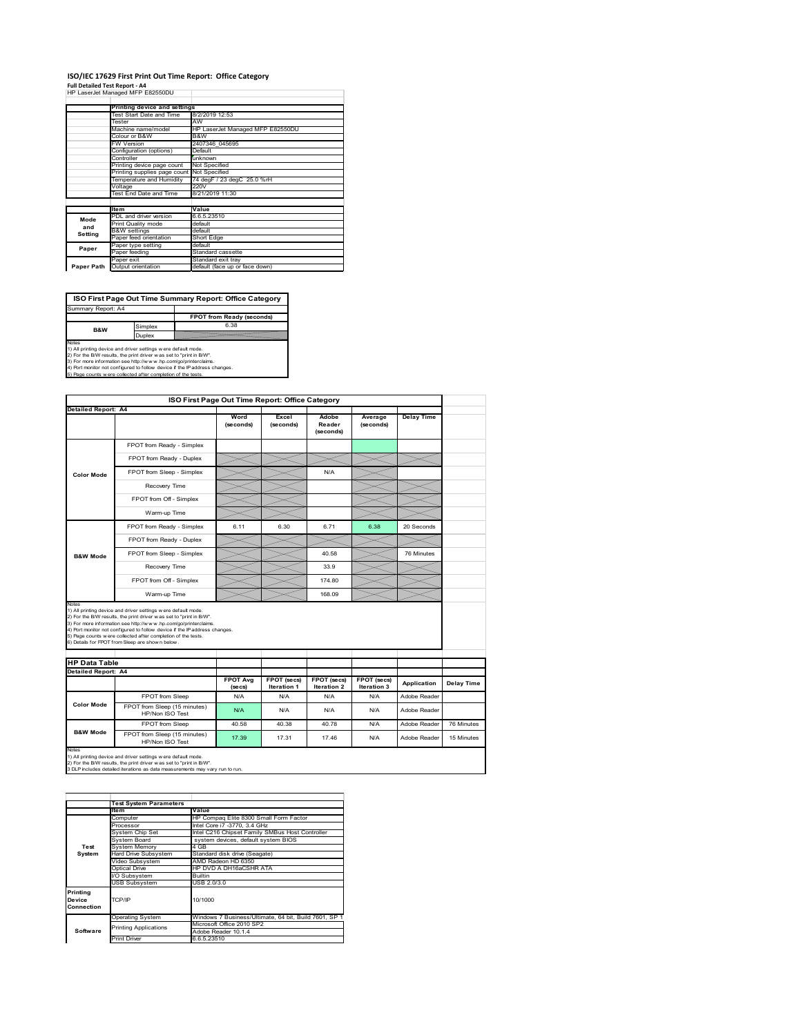# ISO/IEC 17629 First Print Out Time Report: Office Category

**Full Detailed Test Report - A4**

HP LaserJet Managed MFP E82550DU

| | Printing device and settings | |
|---|---|---|
| | Test Start Date and Time | 8/2/2019 12:53 |
| | Tester | AW |
| | Machine name/model | HP LaserJet Managed MFP E82550DU |
| | Colour or B&W | B&W |
| | FW Version | 2407346_045695 |
| | Configuration (options) | Default |
| | Controller | unknown |
| | Printing device page count | Not Specified |
| | Printing supplies page count | Not Specified |
| | Temperature and Humidity | 74 degF / 23 degC 25.0 %rH |
| | Voltage | 220V |
| | Test End Date and Time | 8/21/2019 11:30 |

| | Item | Value |
|---|---|---|
| Mode and Setting | PDL and driver version | 6.6.5.23510 |
| | Print Quality mode | default |
| | B&W settings | default |
| | Paper feed orientation | Short Edge |
| Paper | Paper type setting | default |
| | Paper feeding | Standard cassette |
| | Paper exit | Standard exit tray |
| Paper Path | Output orientation | default (face up or face down) |

## ISO First Page Out Time Summary Report: Office Category

Summary Report: A4

| | | FPOT from Ready (seconds) |
|---|---|---|
| B&W | Simplex | 6.38 |
| | Duplex | |

Notes
1) All printing device and driver settings were default mode.
2) For the B/W results, the print driver was set to "print in B/W".
3) For more information see http://www.hp.com/go/printerclaims.
4) Port monitor not configured to follow device if the IP address changes.
5) Page counts were collected after completion of the tests.

## ISO First Page Out Time Report: Office Category

Detailed Report: A4

| | | Word (seconds) | Excel (seconds) | Adobe Reader (seconds) | Average (seconds) | Delay Time |
|---|---|---|---|---|---|---|
| Color Mode | FPOT from Ready - Simplex | | | | | |
| | FPOT from Ready - Duplex | | | | | |
| | FPOT from Sleep - Simplex | | | N/A | | |
| | Recovery Time | | | | | |
| | FPOT from Off - Simplex | | | | | |
| | Warm-up Time | | | | | |
| B&W Mode | FPOT from Ready - Simplex | 6.11 | 6.30 | 6.71 | 6.38 | 20 Seconds |
| | FPOT from Ready - Duplex | | | | | |
| | FPOT from Sleep - Simplex | | | 40.58 | | 76 Minutes |
| | Recovery Time | | | 33.9 | | |
| | FPOT from Off - Simplex | | | 174.80 | | |
| | Warm-up Time | | | 168.09 | | |

Notes
1) All printing device and driver settings were default mode.
2) For the B/W results, the print driver was set to "print in B/W".
3) For more information see http://www.hp.com/go/printerclaims.
4) Port monitor not configured to follow device if the IP address changes.
5) Page counts were collected after completion of the tests.
6) Details for FPOT from Sleep are shown below.

## HP Data Table

Detailed Report: A4

| | | FPOT Avg (secs) | FPOT (secs) Iteration 1 | FPOT (secs) Iteration 2 | FPOT (secs) Iteration 3 | Application | Delay Time |
|---|---|---|---|---|---|---|---|
| Color Mode | FPOT from Sleep | N/A | N/A | N/A | N/A | Adobe Reader | |
| | FPOT from Sleep (15 minutes) HP/Non ISO Test | N/A | N/A | N/A | N/A | Adobe Reader | |
| B&W Mode | FPOT from Sleep | 40.58 | 40.38 | 40.78 | N/A | Adobe Reader | 76 Minutes |
| | FPOT from Sleep (15 minutes) HP/Non ISO Test | 17.39 | 17.31 | 17.46 | N/A | Adobe Reader | 15 Minutes |

Notes
1) All printing device and driver settings were default mode.
2) For the B/W results, the print driver was set to "print in B/W".
3 DLP includes detailed iterations as data measurements may vary run to run.

| | Test System Parameters | |
|---|---|---|
| | Item | Value |
| Test System | Computer | HP Compaq Elite 8300 Small Form Factor |
| | Processor | Intel Core i7 -3770, 3.4 GHz |
| | System Chip Set | Intel C216 Chipset Family SMBus Host Controller |
| | System Board | system devices, default system BIOS |
| | System Memory | 4 GB |
| | Hard Drive Subsystem | Standard disk drive (Seagate) |
| | Video Subsystem | AMD Radeon HD 6350 |
| | Optical Drive | HP DVD A DH16aCSHR ATA |
| | I/O Subsystem | Builtin |
| | USB Subsystem | USB 2.0/3.0 |
| Printing Device Connection | TCP/IP | 10/1000 |
| Software | Operating System | Windows 7 Business/Ultimate, 64 bit, Build 7601, SP 1 |
| | Printing Applications | Microsoft Office 2010 SP2 |
| | | Adobe Reader 10.1.4 |
| | Print Driver | 6.6.5.23510 |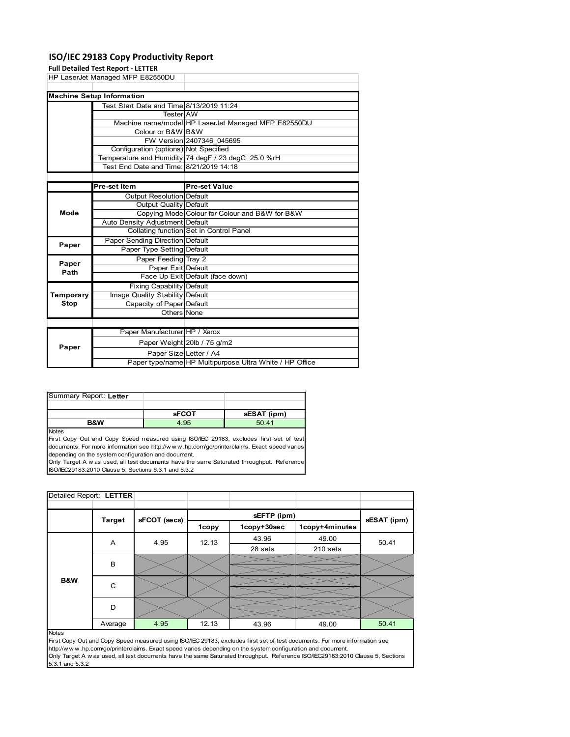# ISO/IEC 29183 Copy Productivity Report

**Full Detailed Test Report - LETTER**

HP LaserJet Managed MFP E82550DU

| Machine Setup Information | | |
|---|---|---|
| | Test Start Date and Time | 8/13/2019 11:24 |
| | Tester | AW |
| | Machine name/model | HP LaserJet Managed MFP E82550DU |
| | Colour or B&W | B&W |
| | FW Version | 2407346_045695 |
| | Configuration (options) | Not Specified |
| | Temperature and Humidity | 74 degF / 23 degC 25.0 %rH |
| | Test End Date and Time: | 8/21/2019 14:18 |

| | Pre-set Item | Pre-set Value |
|---|---|---|
| Mode | Output Resolution | Default |
| | Output Quality | Default |
| | Copying Mode | Colour for Colour and B&W for B&W |
| | Auto Density Adjustment | Default |
| | Collating function | Set in Control Panel |
| Paper | Paper Sending Direction | Default |
| | Paper Type Setting | Default |
| Paper Path | Paper Feeding | Tray 2 |
| | Paper Exit | Default |
| | Face Up Exit | Default (face down) |
| Temporary Stop | Fixing Capability | Default |
| | Image Quality Stability | Default |
| | Capacity of Paper | Default |
| | Others | None |
| Paper | Paper Manufacturer | HP / Xerox |
| | Paper Weight | 20lb / 75 g/m2 |
| | Paper Size | Letter / A4 |
| | Paper type/name | HP Multipurpose Ultra White / HP Office |

Summary Report: **Letter**

| | sFCOT | sESAT (ipm) |
|---|---|---|
| B&W | 4.95 | 50.41 |

Notes

First Copy Out and Copy Speed measured using ISO/IEC 29183, excludes first set of test documents. For more information see http://w w w .hp.com/go/printerclaims. Exact speed varies depending on the system configuration and document.

Only Target A w as used, all test documents have the same Saturated throughput. Reference ISO/IEC29183:2010 Clause 5, Sections 5.3.1 and 5.3.2

Detailed Report: **LETTER**

| | Target | sFCOT (secs) | sEFTP (ipm) | | | sESAT (ipm) |
|---|---|---|---|---|---|---|
| | | | 1copy | 1copy+30sec | 1copy+4minutes | |
| B&W | A | 4.95 | 12.13 | 43.96 | 49.00 | 50.41 |
| | | | | 28 sets | 210 sets | |
| | B | | | | | |
| | C | | | | | |
| | D | | | | | |
| | Average | 4.95 | 12.13 | 43.96 | 49.00 | 50.41 |

Notes

First Copy Out and Copy Speed measured using ISO/IEC 29183, excludes first set of test documents. For more information see http://w w w .hp.com/go/printerclaims. Exact speed varies depending on the system configuration and document.

Only Target A w as used, all test documents have the same Saturated throughput. Reference ISO/IEC29183:2010 Clause 5, Sections 5.3.1 and 5.3.2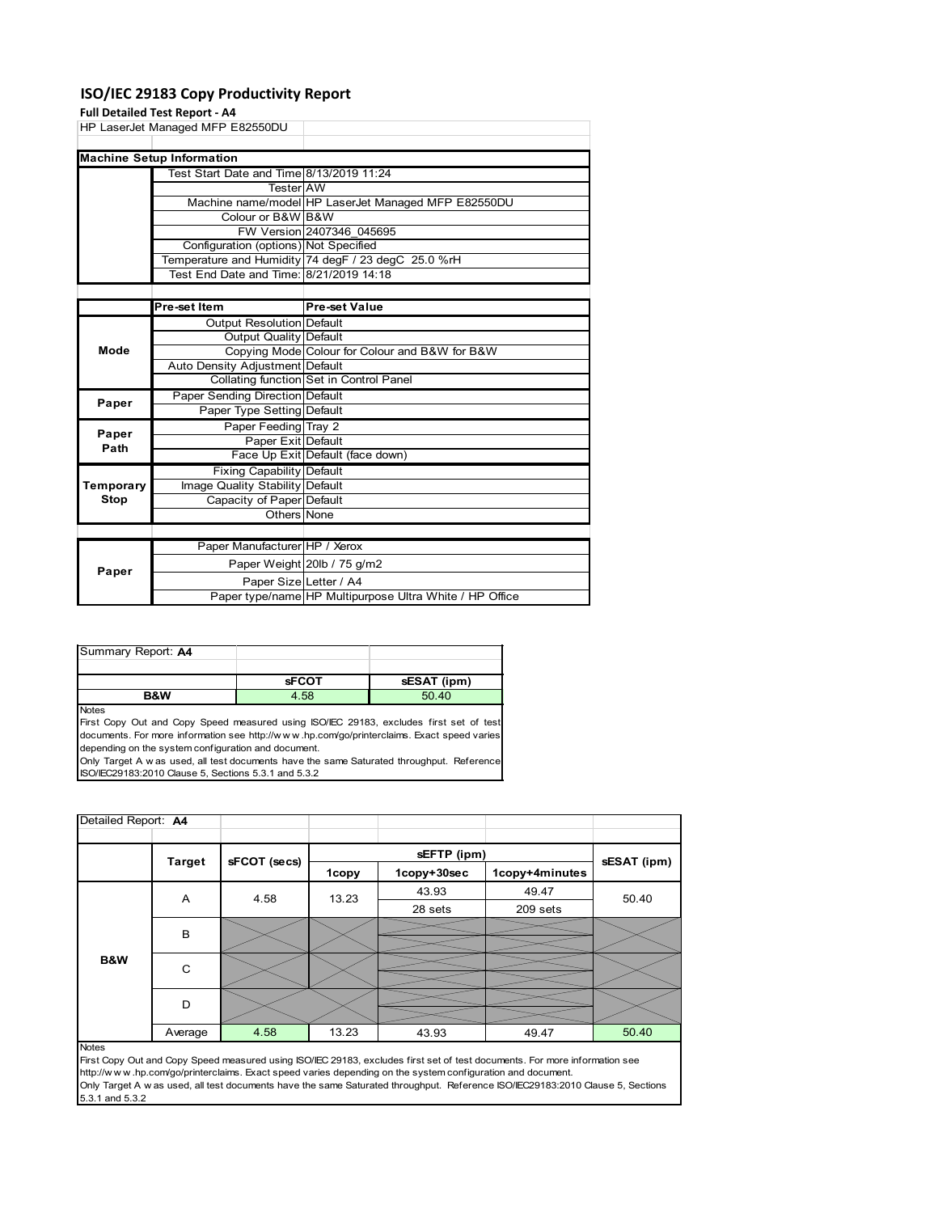# ISO/IEC 29183 Copy Productivity Report

**Full Detailed Test Report - A4**

HP LaserJet Managed MFP E82550DU

| Machine Setup Information | | |
|---|---|---|
| | Test Start Date and Time | 8/13/2019 11:24 |
| | Tester | AW |
| | Machine name/model | HP LaserJet Managed MFP E82550DU |
| | Colour or B&W | B&W |
| | FW Version | 2407346_045695 |
| | Configuration (options) | Not Specified |
| | Temperature and Humidity | 74 degF / 23 degC 25.0 %rH |
| | Test End Date and Time: | 8/21/2019 14:18 |
| | **Pre-set Item** | **Pre-set Value** |
| **Mode** | Output Resolution | Default |
| | Output Quality | Default |
| | Copying Mode | Colour for Colour and B&W for B&W |
| | Auto Density Adjustment | Default |
| | Collating function | Set in Control Panel |
| **Paper** | Paper Sending Direction | Default |
| | Paper Type Setting | Default |
| **Paper Path** | Paper Feeding | Tray 2 |
| | Paper Exit | Default |
| | Face Up Exit | Default (face down) |
| **Temporary Stop** | Fixing Capability | Default |
| | Image Quality Stability | Default |
| | Capacity of Paper | Default |
| | Others | None |
| **Paper** | Paper Manufacturer | HP / Xerox |
| | Paper Weight | 20lb / 75 g/m2 |
| | Paper Size | Letter / A4 |
| | Paper type/name | HP Multipurpose Ultra White / HP Office |

Summary Report: **A4**

| | sFCOT | sESAT (ipm) |
|---|---|---|
| **B&W** | 4.58 | 50.40 |

Notes

First Copy Out and Copy Speed measured using ISO/IEC 29183, excludes first set of test documents. For more information see http://w w w .hp.com/go/printerclaims. Exact speed varies depending on the system configuration and document.

Only Target A w as used, all test documents have the same Saturated throughput. Reference ISO/IEC29183:2010 Clause 5, Sections 5.3.1 and 5.3.2

Detailed Report: **A4**

| | Target | sFCOT (secs) | sEFTP (ipm) | | | sESAT (ipm) |
|---|---|---|---|---|---|---|
| | | | 1copy | 1copy+30sec | 1copy+4minutes | |
| **B&W** | A | 4.58 | 13.23 | 43.93<br>28 sets | 49.47<br>209 sets | 50.40 |
| | B | | | | | |
| | C | | | | | |
| | D | | | | | |
| | Average | 4.58 | 13.23 | 43.93 | 49.47 | 50.40 |

Notes

First Copy Out and Copy Speed measured using ISO/IEC 29183, excludes first set of test documents. For more information see http://w w w .hp.com/go/printerclaims. Exact speed varies depending on the system configuration and document.

Only Target A w as used, all test documents have the same Saturated throughput. Reference ISO/IEC29183:2010 Clause 5, Sections 5.3.1 and 5.3.2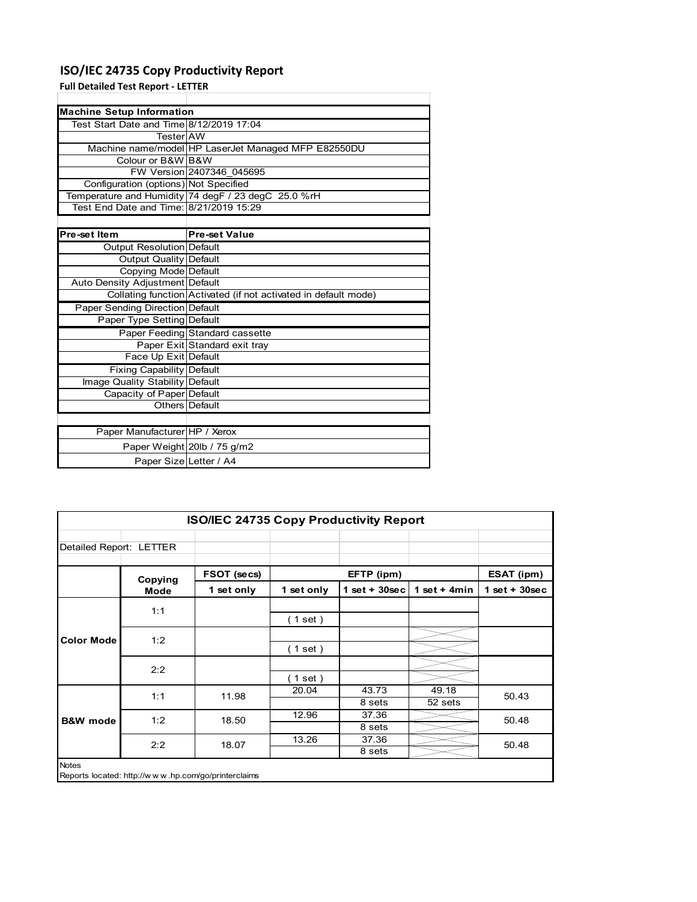# ISO/IEC 24735 Copy Productivity Report

**Full Detailed Test Report - LETTER**

| Machine Setup Information | |
|---|---|
| Test Start Date and Time | 8/12/2019 17:04 |
| Tester | AW |
| Machine name/model | HP LaserJet Managed MFP E82550DU |
| Colour or B&W | B&W |
| FW Version | 2407346_045695 |
| Configuration (options) | Not Specified |
| Temperature and Humidity | 74 degF / 23 degC 25.0 %rH |
| Test End Date and Time: | 8/21/2019 15:29 |

| Pre-set Item | Pre-set Value |
|---|---|
| Output Resolution | Default |
| Output Quality | Default |
| Copying Mode | Default |
| Auto Density Adjustment | Default |
| Collating function | Activated (if not activated in default mode) |
| Paper Sending Direction | Default |
| Paper Type Setting | Default |
| Paper Feeding | Standard cassette |
| Paper Exit | Standard exit tray |
| Face Up Exit | Default |
| Fixing Capability | Default |
| Image Quality Stability | Default |
| Capacity of Paper | Default |
| Others | Default |

| | |
|---|---|
| Paper Manufacturer | HP / Xerox |
| Paper Weight | 20lb / 75 g/m2 |
| Paper Size | Letter / A4 |

**ISO/IEC 24735 Copy Productivity Report**

Detailed Report: LETTER

| | Copying Mode | FSOT (secs) | EFTP (ipm) | | | ESAT (ipm) |
|---|---|---|---|---|---|---|
| | | 1 set only | 1 set only | 1 set + 30sec | 1 set + 4min | 1 set + 30sec |
| Color Mode | 1:1 | | ( 1 set ) | | | |
| | 1:2 | | ( 1 set ) | | | |
| | 2:2 | | ( 1 set ) | | | |
| B&W mode | 1:1 | 11.98 | 20.04 | 43.73<br>8 sets | 49.18<br>52 sets | 50.43 |
| | 1:2 | 18.50 | 12.96 | 37.36<br>8 sets | | 50.48 |
| | 2:2 | 18.07 | 13.26 | 37.36<br>8 sets | | 50.48 |

Notes

Reports located: http://w w w .hp.com/go/printerclaims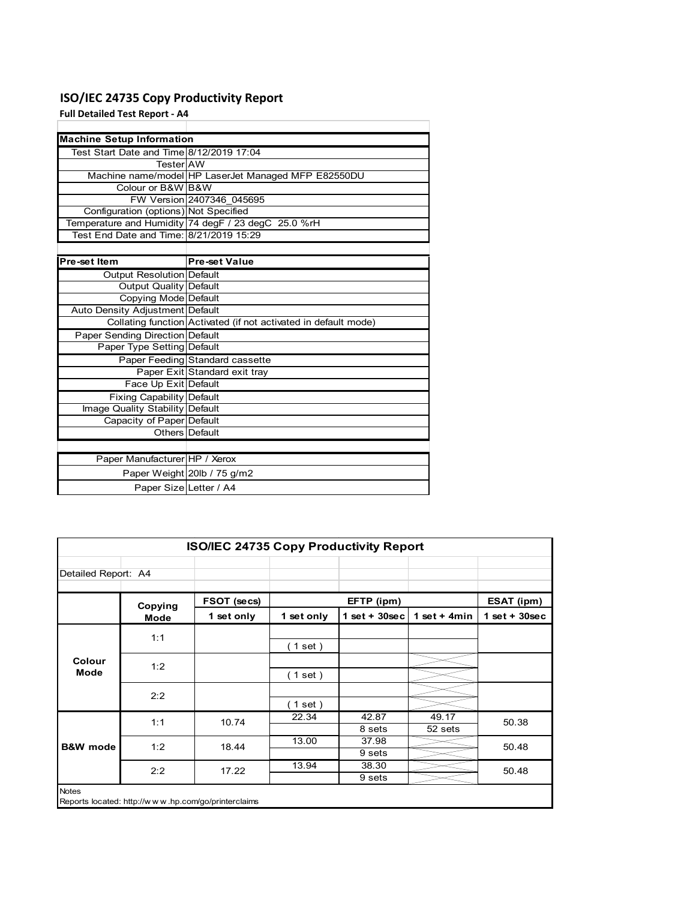# ISO/IEC 24735 Copy Productivity Report

**Full Detailed Test Report - A4**

| Machine Setup Information | |
|---|---|
| Test Start Date and Time | 8/12/2019 17:04 |
| Tester | AW |
| Machine name/model | HP LaserJet Managed MFP E82550DU |
| Colour or B&W | B&W |
| FW Version | 2407346_045695 |
| Configuration (options) | Not Specified |
| Temperature and Humidity | 74 degF / 23 degC 25.0 %rH |
| Test End Date and Time: | 8/21/2019 15:29 |

| Pre-set Item | Pre-set Value |
|---|---|
| Output Resolution | Default |
| Output Quality | Default |
| Copying Mode | Default |
| Auto Density Adjustment | Default |
| Collating function | Activated (if not activated in default mode) |
| Paper Sending Direction | Default |
| Paper Type Setting | Default |
| Paper Feeding | Standard cassette |
| Paper Exit | Standard exit tray |
| Face Up Exit | Default |
| Fixing Capability | Default |
| Image Quality Stability | Default |
| Capacity of Paper | Default |
| Others | Default |

| | |
|---|---|
| Paper Manufacturer | HP / Xerox |
| Paper Weight | 20lb / 75 g/m2 |
| Paper Size | Letter / A4 |

**ISO/IEC 24735 Copy Productivity Report**

Detailed Report: A4

| | Copying Mode | FSOT (secs) | EFTP (ipm) | | | ESAT (ipm) |
|---|---|---|---|---|---|---|
| | | 1 set only | 1 set only | 1 set + 30sec | 1 set + 4min | 1 set + 30sec |
| Colour Mode | 1:1 | | ( 1 set ) | | | |
| | 1:2 | | ( 1 set ) | | | |
| | 2:2 | | ( 1 set ) | | | |
| B&W mode | 1:1 | 10.74 | 22.34 | 42.87<br>8 sets | 49.17<br>52 sets | 50.38 |
| | 1:2 | 18.44 | 13.00 | 37.98<br>9 sets | | 50.48 |
| | 2:2 | 17.22 | 13.94 | 38.30<br>9 sets | | 50.48 |

Notes

Reports located: http://w w w .hp.com/go/printerclaims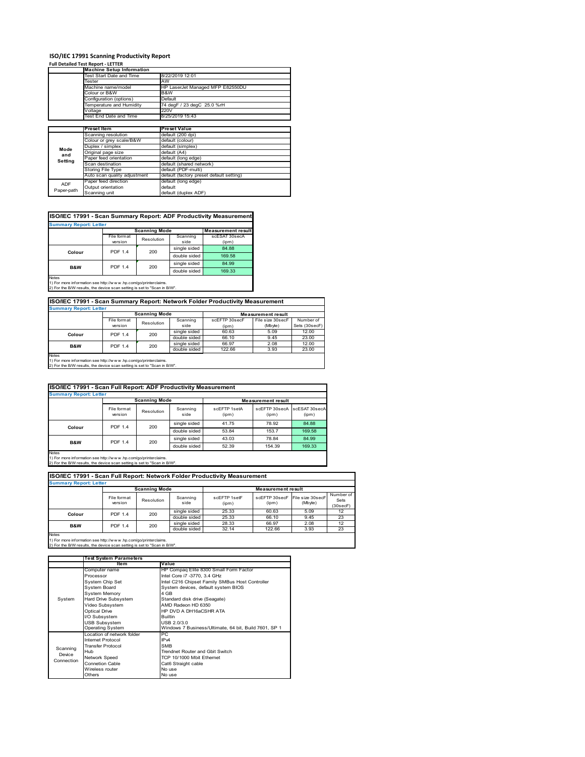# ISO/IEC 17991 Scanning Productivity Report

**Full Detailed Test Report - LETTER**

| | Machine Setup Information | |
|---|---|---|
| | Test Start Date and Time | 8/22/2019 12:01 |
| | Tester | AW |
| | Machine name/model | HP LaserJet Managed MFP E82550DU |
| | Colour or B&W | B&W |
| | Configuration (options) | Default |
| | Temperature and Humidity | 74 degF / 23 degC 25.0 %rH |
| | Voltage | 220V |
| | Test End Date and Time | 8/25/2019 15:43 |

| | Preset Item | Preset Value |
|---|---|---|
| Mode and Setting | Scanning resolution | default (200 dpi) |
| | Colour or grey scale/B&W | default (colour) |
| | Duplex / simplex | default (simplex) |
| | Original page size | default (A4) |
| | Paper feed orientation | default (long edge) |
| | Scan destination | default (shared network) |
| | Storing File Type | default (PDF-multi) |
| | Auto scan quality adjustment | default (factory preset default setting) |
| ADF Paper-path | Paper feed direction | default (long edge) |
| | Output orientation | default |
| | Scanning unit | default (duplex ADF) |

## ISO/IEC 17991 - Scan Summary Report: ADF Productivity Measurement

**Summary Report: Letter**

| | Scanning Mode | | | Measurement result |
|---|---|---|---|---|
| | File format version | Resolution | Scanning side | scESAT 30secA (ipm) |
| Colour | PDF 1.4 | 200 | single sided | 84.88 |
| | | | double sided | 169.58 |
| B&W | PDF 1.4 | 200 | single sided | 84.99 |
| | | | double sided | 169.33 |

Notes
1) For more information see http://www.hp.com/go/printerclaims.
2) For the B/W results, the device scan setting is set to "Scan in B/W".

## ISO/IEC 17991 - Scan Summary Report: Network Folder Productivity Measurement

**Summary Report: Letter**

| | Scanning Mode | | | Measurement result | | |
|---|---|---|---|---|---|---|
| | File format version | Resolution | Scanning side | scEFTP 30secF (ipm) | File size 30secF (Mbyte) | Number of Sets (30secF) |
| Colour | PDF 1.4 | 200 | single sided | 60.63 | 5.09 | 12.00 |
| | | | double sided | 66.10 | 9.45 | 23.00 |
| B&W | PDF 1.4 | 200 | single sided | 66.97 | 2.08 | 12.00 |
| | | | double sided | 122.66 | 3.93 | 23.00 |

Notes
1) For more information see http://www.hp.com/go/printerclaims.
2) For the B/W results, the device scan setting is set to "Scan in B/W".

## ISO/IEC 17991 - Scan Full Report: ADF Productivity Measurement

**Summary Report: Letter**

| | Scanning Mode | | | Measurement result | | |
|---|---|---|---|---|---|---|
| | File format version | Resolution | Scanning side | scEFTP 1setA (ipm) | scEFTP 30secA (ipm) | scESAT 30secA (ipm) |
| Colour | PDF 1.4 | 200 | single sided | 41.75 | 78.92 | 84.88 |
| | | | double sided | 53.84 | 153.7 | 169.58 |
| B&W | PDF 1.4 | 200 | single sided | 43.03 | 78.84 | 84.99 |
| | | | double sided | 52.39 | 154.39 | 169.33 |

Notes
1) For more information see http://www.hp.com/go/printerclaims.
2) For the B/W results, the device scan setting is set to "Scan in B/W".

## ISO/IEC 17991 - Scan Full Report: Network Folder Productivity Measurement

**Summary Report: Letter**

| | Scanning Mode | | | Measurement result | | | |
|---|---|---|---|---|---|---|---|
| | File format version | Resolution | Scanning side | scEFTP 1setF (ipm) | scEFTP 30secF (ipm) | File size 30secF (Mbyte) | Number of Sets (30secF) |
| Colour | PDF 1.4 | 200 | single sided | 25.33 | 60.63 | 5.09 | 12 |
| | | | double sided | 25.33 | 66.10 | 9.45 | 23 |
| B&W | PDF 1.4 | 200 | single sided | 28.33 | 66.97 | 2.08 | 12 |
| | | | double sided | 32.14 | 122.66 | 3.93 | 23 |

Notes
1) For more information see http://www.hp.com/go/printerclaims.
2) For the B/W results, the device scan setting is set to "Scan in B/W".

| | Test System Parameters | |
|---|---|---|
| | Item | Value |
| System | Computer name | HP Compaq Elite 8300 Small Form Factor |
| | Processor | Intel Core i7 -3770, 3.4 GHz |
| | System Chip Set | Intel C216 Chipset Family SMBus Host Controller |
| | System Board | System devices, default system BIOS |
| | System Memory | 4 GB |
| | Hard Drive Subsystem | Standard disk drive (Seagate) |
| | Video Subsystem | AMD Radeon HD 6350 |
| | Optical Drive | HP DVD A DH16aCSHR ATA |
| | I/O Subsystem | Builtin |
| | USB Subsystem | USB 2.0/3.0 |
| | Operating System | Windows 7 Business/Ultimate, 64 bit, Build 7601, SP 1 |
| Scanning Device Connection | Location of network folder | PC |
| | Internet Protocol | IPv4 |
| | Transfer Protocol | SMB |
| | Hub | Trendnet Router and Gbit Switch |
| | Network Speed | TCP 10/1000 Mbit Ethernet |
| | Connetion Cable | Cat6 Straight cable |
| | Wireless router | No use |
| | Others | No use |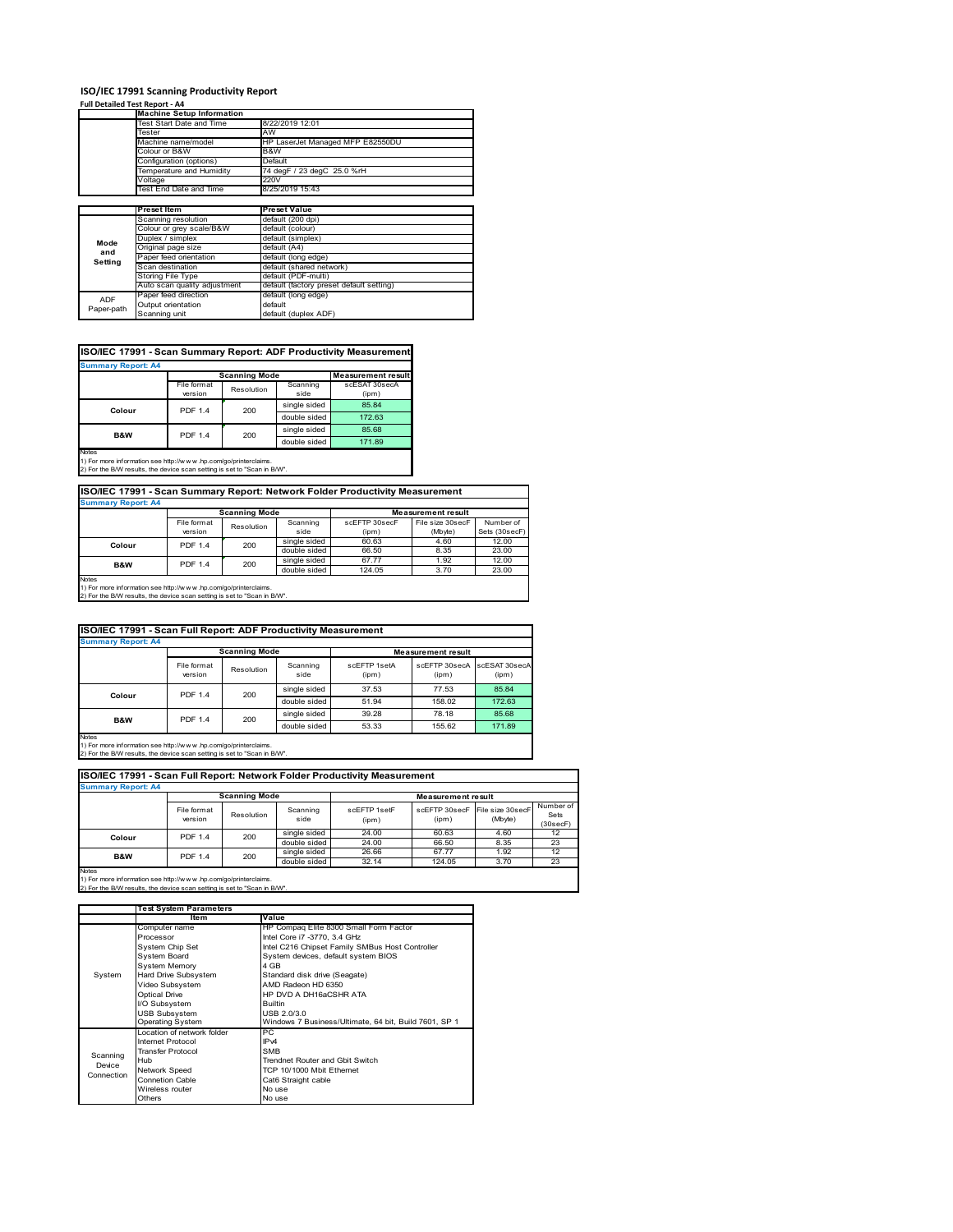# ISO/IEC 17991 Scanning Productivity Report

**Full Detailed Test Report - A4**

| | Machine Setup Information | |
|---|---|---|
| | Test Start Date and Time | 8/22/2019 12:01 |
| | Tester | AW |
| | Machine name/model | HP LaserJet Managed MFP E82550DU |
| | Colour or B&W | B&W |
| | Configuration (options) | Default |
| | Temperature and Humidity | 74 degF / 23 degC 25.0 %rH |
| | Voltage | 220V |
| | Test End Date and Time | 8/25/2019 15:43 |

| | Preset Item | Preset Value |
|---|---|---|
| Mode and Setting | Scanning resolution | default (200 dpi) |
| | Colour or grey scale/B&W | default (colour) |
| | Duplex / simplex | default (simplex) |
| | Original page size | default (A4) |
| | Paper feed orientation | default (long edge) |
| | Scan destination | default (shared network) |
| | Storing File Type | default (PDF-multi) |
| | Auto scan quality adjustment | default (factory preset default setting) |
| ADF Paper-path | Paper feed direction | default (long edge) |
| | Output orientation | default |
| | Scanning unit | default (duplex ADF) |

## ISO/IEC 17991 - Scan Summary Report: ADF Productivity Measurement

**Summary Report: A4**

| | Scanning Mode | | | Measurement result |
|---|---|---|---|---|
| | File format version | Resolution | Scanning side | scESAT 30secA (ipm) |
| Colour | PDF 1.4 | 200 | single sided | 85.84 |
| | | | double sided | 172.63 |
| B&W | PDF 1.4 | 200 | single sided | 85.68 |
| | | | double sided | 171.89 |

Notes
1) For more information see http://www.hp.com/go/printerclaims.
2) For the B/W results, the device scan setting is set to "Scan in B/W".

## ISO/IEC 17991 - Scan Summary Report: Network Folder Productivity Measurement

**Summary Report: A4**

| | Scanning Mode | | | Measurement result | | |
|---|---|---|---|---|---|---|
| | File format version | Resolution | Scanning side | scEFTP 30secF (ipm) | File size 30secF (Mbyte) | Number of Sets (30secF) |
| Colour | PDF 1.4 | 200 | single sided | 60.63 | 4.60 | 12.00 |
| | | | double sided | 66.50 | 8.35 | 23.00 |
| B&W | PDF 1.4 | 200 | single sided | 67.77 | 1.92 | 12.00 |
| | | | double sided | 124.05 | 3.70 | 23.00 |

Notes
1) For more information see http://www.hp.com/go/printerclaims.
2) For the B/W results, the device scan setting is set to "Scan in B/W".

## ISO/IEC 17991 - Scan Full Report: ADF Productivity Measurement

**Summary Report: A4**

| | Scanning Mode | | | Measurement result | | |
|---|---|---|---|---|---|---|
| | File format version | Resolution | Scanning side | scEFTP 1setA (ipm) | scEFTP 30secA (ipm) | scESAT 30secA (ipm) |
| Colour | PDF 1.4 | 200 | single sided | 37.53 | 77.53 | 85.84 |
| | | | double sided | 51.94 | 158.02 | 172.63 |
| B&W | PDF 1.4 | 200 | single sided | 39.28 | 78.18 | 85.68 |
| | | | double sided | 53.33 | 155.62 | 171.89 |

Notes
1) For more information see http://www.hp.com/go/printerclaims.
2) For the B/W results, the device scan setting is set to "Scan in B/W".

## ISO/IEC 17991 - Scan Full Report: Network Folder Productivity Measurement

**Summary Report: A4**

| | Scanning Mode | | | Measurement result | | | |
|---|---|---|---|---|---|---|---|
| | File format version | Resolution | Scanning side | scEFTP 1setF (ipm) | scEFTP 30secF (ipm) | File size 30secF (Mbyte) | Number of Sets (30secF) |
| Colour | PDF 1.4 | 200 | single sided | 24.00 | 60.63 | 4.60 | 12 |
| | | | double sided | 24.00 | 66.50 | 8.35 | 23 |
| B&W | PDF 1.4 | 200 | single sided | 26.66 | 67.77 | 1.92 | 12 |
| | | | double sided | 32.14 | 124.05 | 3.70 | 23 |

Notes
1) For more information see http://www.hp.com/go/printerclaims.
2) For the B/W results, the device scan setting is set to "Scan in B/W".

| | Test System Parameters | |
|---|---|---|
| | Item | Value |
| System | Computer name | HP Compaq Elite 8300 Small Form Factor |
| | Processor | Intel Core i7 -3770, 3.4 GHz |
| | System Chip Set | Intel C216 Chipset Family SMBus Host Controller |
| | System Board | System devices, default system BIOS |
| | System Memory | 4 GB |
| | Hard Drive Subsystem | Standard disk drive (Seagate) |
| | Video Subsystem | AMD Radeon HD 6350 |
| | Optical Drive | HP DVD A DH16aCSHR ATA |
| | I/O Subsystem | Builtin |
| | USB Subsystem | USB 2.0/3.0 |
| | Operating System | Windows 7 Business/Ultimate, 64 bit, Build 7601, SP 1 |
| Scanning Device Connection | Location of network folder | PC |
| | Internet Protocol | IPv4 |
| | Transfer Protocol | SMB |
| | Hub | Trendnet Router and Gbit Switch |
| | Network Speed | TCP 10/1000 Mbit Ethernet |
| | Connetion Cable | Cat6 Straight cable |
| | Wireless router | No use |
| | Others | No use |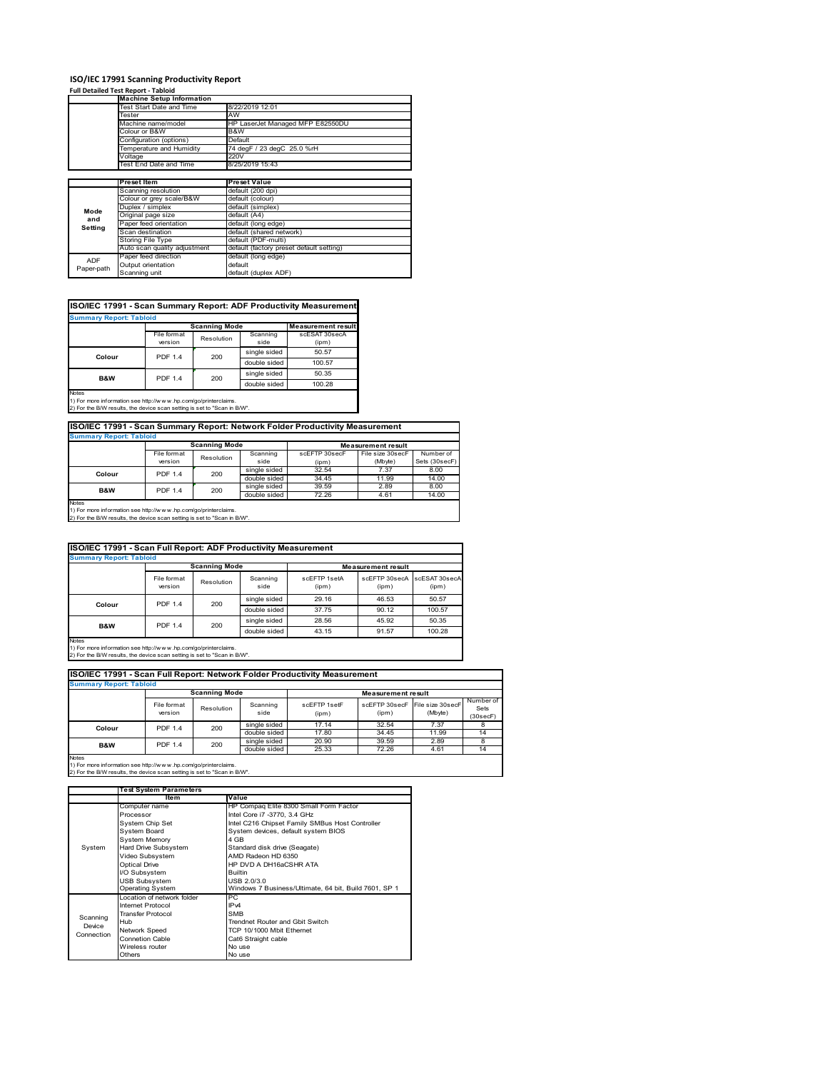# ISO/IEC 17991 Scanning Productivity Report

**Full Detailed Test Report - Tabloid**

| | Machine Setup Information | |
|---|---|---|
| | Test Start Date and Time | 8/22/2019 12:01 |
| | Tester | AW |
| | Machine name/model | HP LaserJet Managed MFP E82550DU |
| | Colour or B&W | B&W |
| | Configuration (options) | Default |
| | Temperature and Humidity | 74 degF / 23 degC 25.0 %rH |
| | Voltage | 220V |
| | Test End Date and Time | 8/25/2019 15:43 |

| | Preset Item | Preset Value |
|---|---|---|
| Mode and Setting | Scanning resolution | default (200 dpi) |
| | Colour or grey scale/B&W | default (colour) |
| | Duplex / simplex | default (simplex) |
| | Original page size | default (A4) |
| | Paper feed orientation | default (long edge) |
| | Scan destination | default (shared network) |
| | Storing File Type | default (PDF-multi) |
| | Auto scan quality adjustment | default (factory preset default setting) |
| ADF Paper-path | Paper feed direction | default (long edge) |
| | Output orientation | default |
| | Scanning unit | default (duplex ADF) |

## ISO/IEC 17991 - Scan Summary Report: ADF Productivity Measurement

**Summary Report: Tabloid**

| | Scanning Mode | | | Measurement result |
|---|---|---|---|---|
| | File format version | Resolution | Scanning side | scESAT 30secA (ipm) |
| Colour | PDF 1.4 | 200 | single sided | 50.57 |
| | | | double sided | 100.57 |
| B&W | PDF 1.4 | 200 | single sided | 50.35 |
| | | | double sided | 100.28 |

Notes
1) For more information see http://w w w .hp.com/go/printerclaims.
2) For the B/W results, the device scan setting is set to "Scan in B/W".

## ISO/IEC 17991 - Scan Summary Report: Network Folder Productivity Measurement

**Summary Report: Tabloid**

| | Scanning Mode | | | Measurement result | | |
|---|---|---|---|---|---|---|
| | File format version | Resolution | Scanning side | scEFTP 30secF (ipm) | File size 30secF (Mbyte) | Number of Sets (30secF) |
| Colour | PDF 1.4 | 200 | single sided | 32.54 | 7.37 | 8.00 |
| | | | double sided | 34.45 | 11.99 | 14.00 |
| B&W | PDF 1.4 | 200 | single sided | 39.59 | 2.89 | 8.00 |
| | | | double sided | 72.26 | 4.61 | 14.00 |

Notes
1) For more information see http://w w w .hp.com/go/printerclaims.
2) For the B/W results, the device scan setting is set to "Scan in B/W".

## ISO/IEC 17991 - Scan Full Report: ADF Productivity Measurement

**Summary Report: Tabloid**

| | Scanning Mode | | | Measurement result | | |
|---|---|---|---|---|---|---|
| | File format version | Resolution | Scanning side | scEFTP 1setA (ipm) | scEFTP 30secA (ipm) | scESAT 30secA (ipm) |
| Colour | PDF 1.4 | 200 | single sided | 29.16 | 46.53 | 50.57 |
| | | | double sided | 37.75 | 90.12 | 100.57 |
| B&W | PDF 1.4 | 200 | single sided | 28.56 | 45.92 | 50.35 |
| | | | double sided | 43.15 | 91.57 | 100.28 |

Notes
1) For more information see http://w w w .hp.com/go/printerclaims.
2) For the B/W results, the device scan setting is set to "Scan in B/W".

## ISO/IEC 17991 - Scan Full Report: Network Folder Productivity Measurement

**Summary Report: Tabloid**

| | Scanning Mode | | | Measurement result | | | |
|---|---|---|---|---|---|---|---|
| | File format version | Resolution | Scanning side | scEFTP 1setF (ipm) | scEFTP 30secF (ipm) | File size 30secF (Mbyte) | Number of Sets (30secF) |
| Colour | PDF 1.4 | 200 | single sided | 17.14 | 32.54 | 7.37 | 8 |
| | | | double sided | 17.80 | 34.45 | 11.99 | 14 |
| B&W | PDF 1.4 | 200 | single sided | 20.90 | 39.59 | 2.89 | 8 |
| | | | double sided | 25.33 | 72.26 | 4.61 | 14 |

Notes
1) For more information see http://w w w .hp.com/go/printerclaims.
2) For the B/W results, the device scan setting is set to "Scan in B/W".

| | Test System Parameters | |
|---|---|---|
| | Item | Value |
| System | Computer name | HP Compaq Elite 8300 Small Form Factor |
| | Processor | Intel Core i7 -3770, 3.4 GHz |
| | System Chip Set | Intel C216 Chipset Family SMBus Host Controller |
| | System Board | System devices, default system BIOS |
| | System Memory | 4 GB |
| | Hard Drive Subsystem | Standard disk drive (Seagate) |
| | Video Subsystem | AMD Radeon HD 6350 |
| | Optical Drive | HP DVD A DH16aCSHR ATA |
| | I/O Subsystem | Builtin |
| | USB Subsystem | USB 2.0/3.0 |
| | Operating System | Windows 7 Business/Ultimate, 64 bit, Build 7601, SP 1 |
| Scanning Device Connection | Location of network folder | PC |
| | Internet Protocol | IPv4 |
| | Transfer Protocol | SMB |
| | Hub | Trendnet Router and Gbit Switch |
| | Network Speed | TCP 10/1000 Mbit Ethernet |
| | Connetion Cable | Cat6 Straight cable |
| | Wireless router | No use |
| | Others | No use |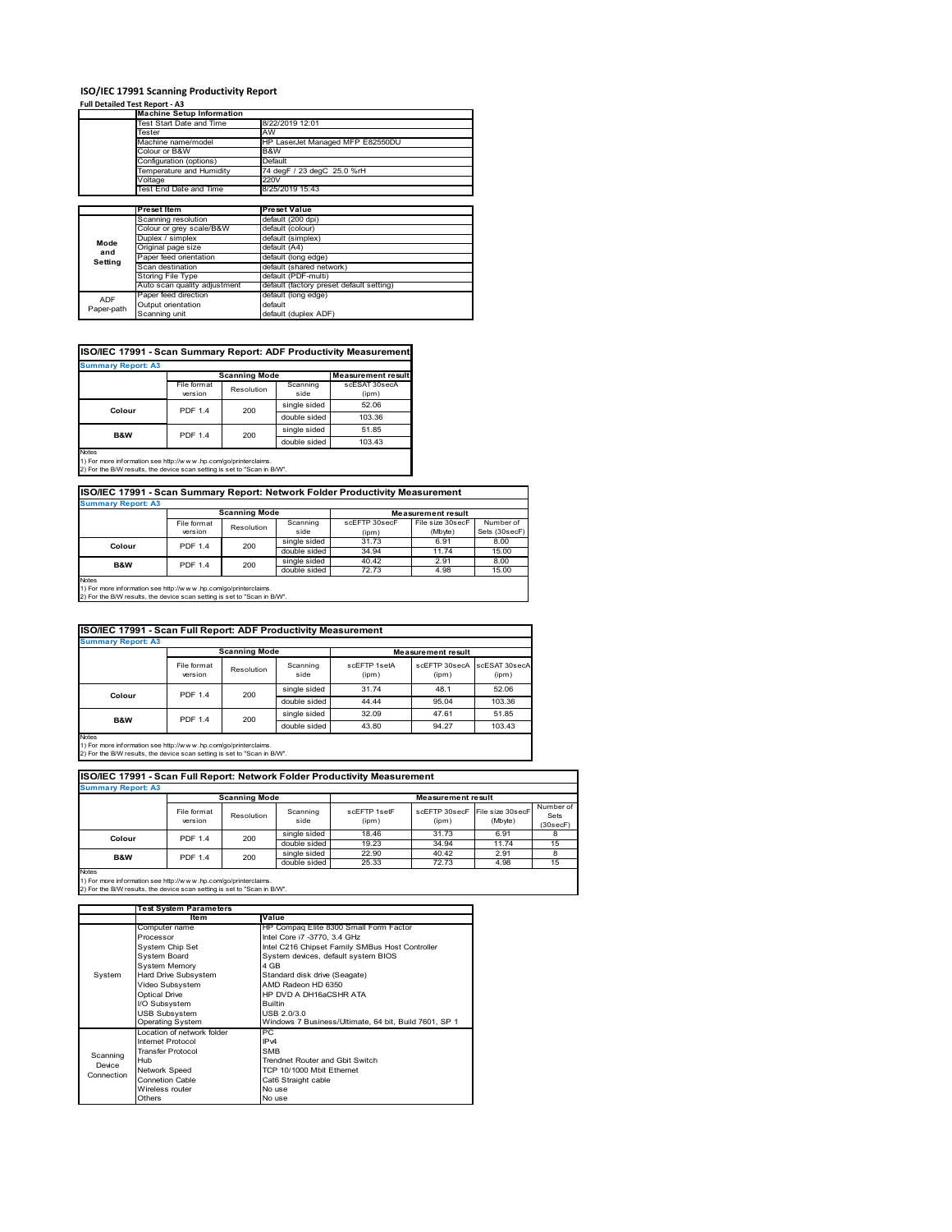# ISO/IEC 17991 Scanning Productivity Report

**Full Detailed Test Report - A3**

| | Machine Setup Information | |
|---|---|---|
| | Test Start Date and Time | 8/22/2019 12:01 |
| | Tester | AW |
| | Machine name/model | HP LaserJet Managed MFP E82550DU |
| | Colour or B&W | B&W |
| | Configuration (options) | Default |
| | Temperature and Humidity | 74 degF / 23 degC 25.0 %rH |
| | Voltage | 220V |
| | Test End Date and Time | 8/25/2019 15:43 |

| | Preset Item | Preset Value |
|---|---|---|
| Mode and Setting | Scanning resolution | default (200 dpi) |
| | Colour or grey scale/B&W | default (colour) |
| | Duplex / simplex | default (simplex) |
| | Original page size | default (A4) |
| | Paper feed orientation | default (long edge) |
| | Scan destination | default (shared network) |
| | Storing File Type | default (PDF-multi) |
| | Auto scan quality adjustment | default (factory preset default setting) |
| ADF Paper-path | Paper feed direction | default (long edge) |
| | Output orientation | default |
| | Scanning unit | default (duplex ADF) |

## ISO/IEC 17991 - Scan Summary Report: ADF Productivity Measurement

**Summary Report: A3**

| | Scanning Mode | | | Measurement result |
|---|---|---|---|---|
| | File format version | Resolution | Scanning side | scESAT 30secA (ipm) |
| Colour | PDF 1.4 | 200 | single sided | 52.06 |
| | | | double sided | 103.36 |
| B&W | PDF 1.4 | 200 | single sided | 51.85 |
| | | | double sided | 103.43 |

Notes
1) For more information see http://www.hp.com/go/printerclaims.
2) For the B/W results, the device scan setting is set to "Scan in B/W".

## ISO/IEC 17991 - Scan Summary Report: Network Folder Productivity Measurement

**Summary Report: A3**

| | Scanning Mode | | | Measurement result | | |
|---|---|---|---|---|---|---|
| | File format version | Resolution | Scanning side | scEFTP 30secF (ipm) | File size 30secF (Mbyte) | Number of Sets (30secF) |
| Colour | PDF 1.4 | 200 | single sided | 31.73 | 6.91 | 8.00 |
| | | | double sided | 34.94 | 11.74 | 15.00 |
| B&W | PDF 1.4 | 200 | single sided | 40.42 | 2.91 | 8.00 |
| | | | double sided | 72.73 | 4.98 | 15.00 |

Notes
1) For more information see http://www.hp.com/go/printerclaims.
2) For the B/W results, the device scan setting is set to "Scan in B/W".

## ISO/IEC 17991 - Scan Full Report: ADF Productivity Measurement

**Summary Report: A3**

| | Scanning Mode | | | Measurement result | | |
|---|---|---|---|---|---|---|
| | File format version | Resolution | Scanning side | scEFTP 1setA (ipm) | scEFTP 30secA (ipm) | scESAT 30secA (ipm) |
| Colour | PDF 1.4 | 200 | single sided | 31.74 | 48.1 | 52.06 |
| | | | double sided | 44.44 | 95.04 | 103.36 |
| B&W | PDF 1.4 | 200 | single sided | 32.09 | 47.61 | 51.85 |
| | | | double sided | 43.80 | 94.27 | 103.43 |

Notes
1) For more information see http://www.hp.com/go/printerclaims.
2) For the B/W results, the device scan setting is set to "Scan in B/W".

## ISO/IEC 17991 - Scan Full Report: Network Folder Productivity Measurement

**Summary Report: A3**

| | Scanning Mode | | | Measurement result | | | |
|---|---|---|---|---|---|---|---|
| | File format version | Resolution | Scanning side | scEFTP 1setF (ipm) | scEFTP 30secF (ipm) | File size 30secF (Mbyte) | Number of Sets (30secF) |
| Colour | PDF 1.4 | 200 | single sided | 18.46 | 31.73 | 6.91 | 8 |
| | | | double sided | 19.23 | 34.94 | 11.74 | 15 |
| B&W | PDF 1.4 | 200 | single sided | 22.90 | 40.42 | 2.91 | 8 |
| | | | double sided | 25.33 | 72.73 | 4.98 | 15 |

Notes
1) For more information see http://www.hp.com/go/printerclaims.
2) For the B/W results, the device scan setting is set to "Scan in B/W".

| | Test System Parameters | |
|---|---|---|
| | Item | Value |
| System | Computer name | HP Compaq Elite 8300 Small Form Factor |
| | Processor | Intel Core i7 -3770, 3.4 GHz |
| | System Chip Set | Intel C216 Chipset Family SMBus Host Controller |
| | System Board | System devices, default system BIOS |
| | System Memory | 4 GB |
| | Hard Drive Subsystem | Standard disk drive (Seagate) |
| | Video Subsystem | AMD Radeon HD 6350 |
| | Optical Drive | HP DVD A DH16aCSHR ATA |
| | I/O Subsystem | Builtin |
| | USB Subsystem | USB 2.0/3.0 |
| | Operating System | Windows 7 Business/Ultimate, 64 bit, Build 7601, SP 1 |
| Scanning Device Connection | Location of network folder | PC |
| | Internet Protocol | IPv4 |
| | Transfer Protocol | SMB |
| | Hub | Trendnet Router and Gbit Switch |
| | Network Speed | TCP 10/1000 Mbit Ethernet |
| | Connetion Cable | Cat6 Straight cable |
| | Wireless router | No use |
| | Others | No use |